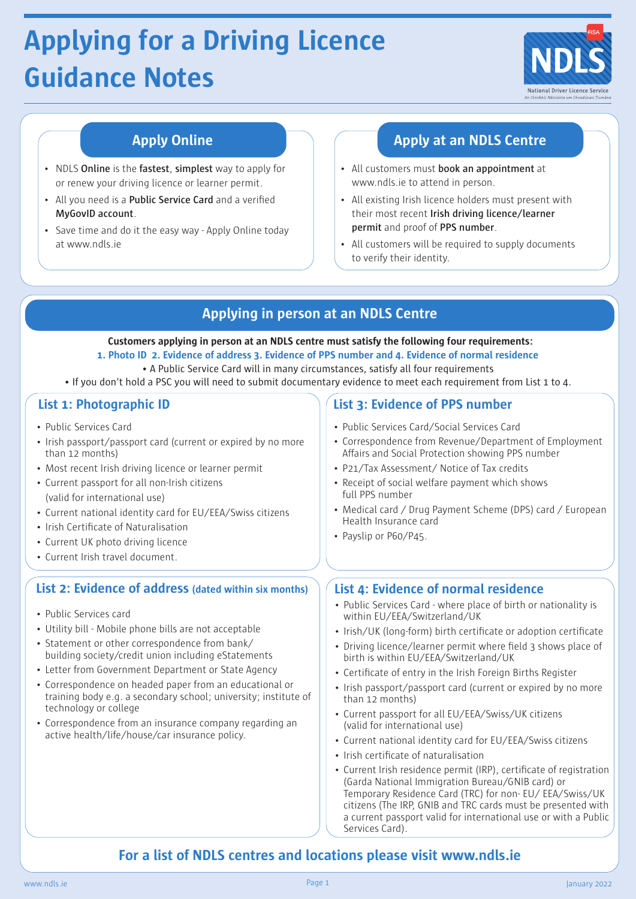# Applying for a Driving Licence Guidance Notes

## Apply Online

- NDLS **Online** is the **fastest**, **simplest** way to apply for or renew your driving licence or learner permit.
- All you need is a **Public Service Card** and a verified **MyGovID account**.
- Save time and do it the easy way - Apply Online today at www.ndls.ie

## Apply at an NDLS Centre

- All customers must **book an appointment** at www.ndls.ie to attend in person.
- All existing Irish licence holders must present with their most recent **Irish driving licence/learner permit** and proof of **PPS number**.
- All customers will be required to supply documents to verify their identity.

## Applying in person at an NDLS Centre

**Customers applying in person at an NDLS centre must satisfy the following four requirements:**

**1. Photo ID 2. Evidence of address 3. Evidence of PPS number and 4. Evidence of normal residence**

- A Public Service Card will in many circumstances, satisfy all four requirements
- If you don't hold a PSC you will need to submit documentary evidence to meet each requirement from List 1 to 4.

### List 1: Photographic ID

- Public Services Card
- Irish passport/passport card (current or expired by no more than 12 months)
- Most recent Irish driving licence or learner permit
- Current passport for all non-Irish citizens (valid for international use)
- Current national identity card for EU/EEA/Swiss citizens
- Irish Certificate of Naturalisation
- Current UK photo driving licence
- Current Irish travel document.

### List 2: Evidence of address (dated within six months)

- Public Services card
- Utility bill - Mobile phone bills are not acceptable
- Statement or other correspondence from bank/ building society/credit union including eStatements
- Letter from Government Department or State Agency
- Correspondence on headed paper from an educational or training body e.g. a secondary school; university; institute of technology or college
- Correspondence from an insurance company regarding an active health/life/house/car insurance policy.

### List 3: Evidence of PPS number

- Public Services Card/Social Services Card
- Correspondence from Revenue/Department of Employment Affairs and Social Protection showing PPS number
- P21/Tax Assessment/ Notice of Tax credits
- Receipt of social welfare payment which shows full PPS number
- Medical card / Drug Payment Scheme (DPS) card / European Health Insurance card
- Payslip or P60/P45.

### List 4: Evidence of normal residence

- Public Services Card - where place of birth or nationality is within EU/EEA/Switzerland/UK
- Irish/UK (long-form) birth certificate or adoption certificate
- Driving licence/learner permit where field 3 shows place of birth is within EU/EEA/Switzerland/UK
- Certificate of entry in the Irish Foreign Births Register
- Irish passport/passport card (current or expired by no more than 12 months)
- Current passport for all EU/EEA/Swiss/UK citizens (valid for international use)
- Current national identity card for EU/EEA/Swiss citizens
- Irish certificate of naturalisation
- Current Irish residence permit (IRP), certificate of registration (Garda National Immigration Bureau/GNIB card) or Temporary Residence Card (TRC) for non- EU/ EEA/Swiss/UK citizens (The IRP, GNIB and TRC cards must be presented with a current passport valid for international use or with a Public Services Card).

**For a list of NDLS centres and locations please visit www.ndls.ie**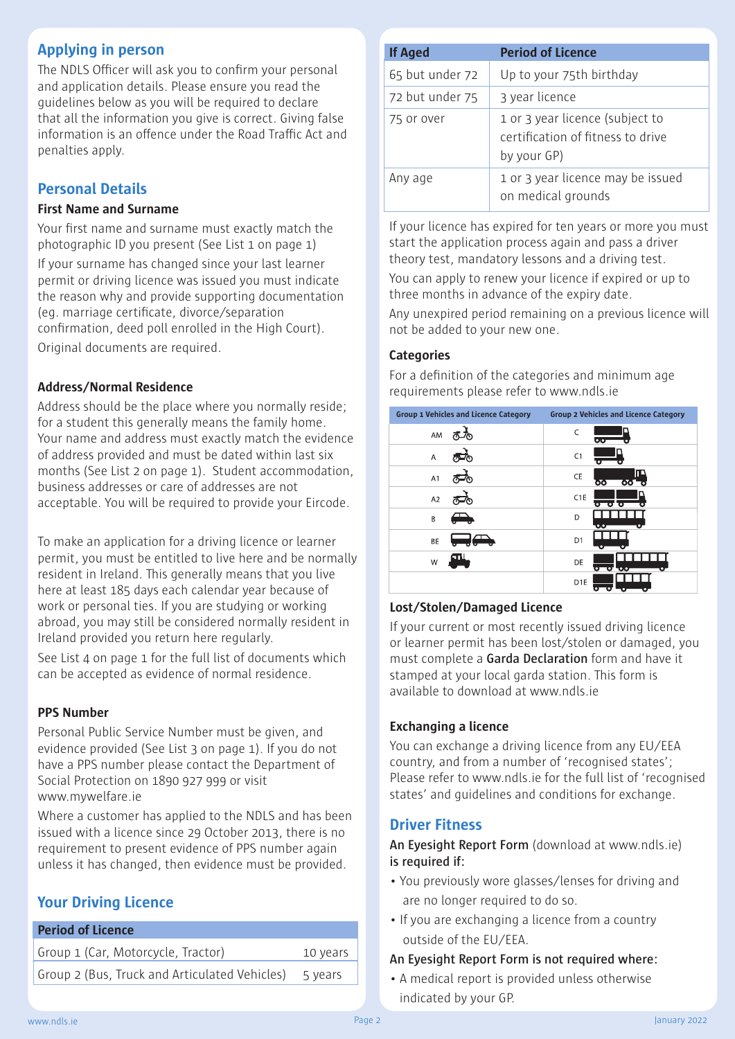## Applying in person

The NDLS Officer will ask you to confirm your personal and application details. Please ensure you read the guidelines below as you will be required to declare that all the information you give is correct. Giving false information is an offence under the Road Traffic Act and penalties apply.

## Personal Details

### First Name and Surname

Your first name and surname must exactly match the photographic ID you present (See List 1 on page 1)

If your surname has changed since your last learner permit or driving licence was issued you must indicate the reason why and provide supporting documentation (eg. marriage certificate, divorce/separation confirmation, deed poll enrolled in the High Court).

Original documents are required.

### Address/Normal Residence

Address should be the place where you normally reside; for a student this generally means the family home. Your name and address must exactly match the evidence of address provided and must be dated within last six months (See List 2 on page 1). Student accommodation, business addresses or care of addresses are not acceptable. You will be required to provide your Eircode.

To make an application for a driving licence or learner permit, you must be entitled to live here and be normally resident in Ireland. This generally means that you live here at least 185 days each calendar year because of work or personal ties. If you are studying or working abroad, you may still be considered normally resident in Ireland provided you return here regularly.

See List 4 on page 1 for the full list of documents which can be accepted as evidence of normal residence.

### PPS Number

Personal Public Service Number must be given, and evidence provided (See List 3 on page 1). If you do not have a PPS number please contact the Department of Social Protection on 1890 927 999 or visit www.mywelfare.ie

Where a customer has applied to the NDLS and has been issued with a licence since 29 October 2013, there is no requirement to present evidence of PPS number again unless it has changed, then evidence must be provided.

## Your Driving Licence

| Period of Licence | |
|---|---|
| Group 1 (Car, Motorcycle, Tractor) | 10 years |
| Group 2 (Bus, Truck and Articulated Vehicles) | 5 years |

| If Aged | Period of Licence |
|---|---|
| 65 but under 72 | Up to your 75th birthday |
| 72 but under 75 | 3 year licence |
| 75 or over | 1 or 3 year licence (subject to certification of fitness to drive by your GP) |
| Any age | 1 or 3 year licence may be issued on medical grounds |

If your licence has expired for ten years or more you must start the application process again and pass a driver theory test, mandatory lessons and a driving test.

You can apply to renew your licence if expired or up to three months in advance of the expiry date.

Any unexpired period remaining on a previous licence will not be added to your new one.

### Categories

For a definition of the categories and minimum age requirements please refer to www.ndls.ie

| Group 1 Vehicles and Licence Category | Group 2 Vehicles and Licence Category |
|---|---|
| AM | C |
| A | C1 |
| A1 | CE |
| A2 | C1E |
| B | D |
| BE | D1 |
| W | DE |
| | D1E |

### Lost/Stolen/Damaged Licence

If your current or most recently issued driving licence or learner permit has been lost/stolen or damaged, you must complete a **Garda Declaration** form and have it stamped at your local garda station. This form is available to download at www.ndls.ie

### Exchanging a licence

You can exchange a driving licence from any EU/EEA country, and from a number of 'recognised states'; Please refer to www.ndls.ie for the full list of 'recognised states' and guidelines and conditions for exchange.

## Driver Fitness

**An Eyesight Report Form** (download at www.ndls.ie) **is required if:**

- You previously wore glasses/lenses for driving and are no longer required to do so.
- If you are exchanging a licence from a country outside of the EU/EEA.

**An Eyesight Report Form is not required where:**

- A medical report is provided unless otherwise indicated by your GP.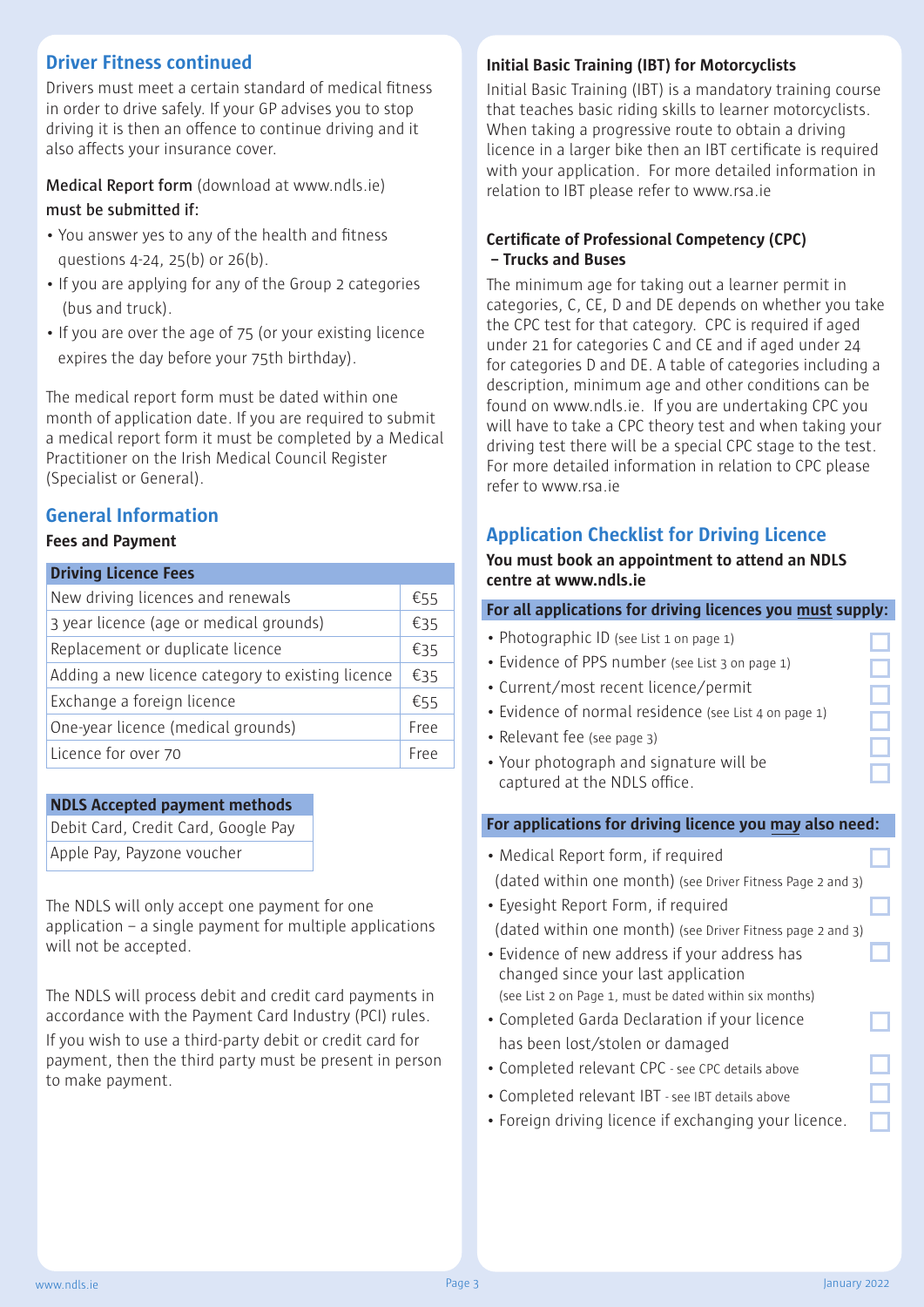## Driver Fitness continued

Drivers must meet a certain standard of medical fitness in order to drive safely. If your GP advises you to stop driving it is then an offence to continue driving and it also affects your insurance cover.

**Medical Report form** (download at www.ndls.ie) **must be submitted if:**

- You answer yes to any of the health and fitness questions 4-24, 25(b) or 26(b).
- If you are applying for any of the Group 2 categories (bus and truck).
- If you are over the age of 75 (or your existing licence expires the day before your 75th birthday).

The medical report form must be dated within one month of application date. If you are required to submit a medical report form it must be completed by a Medical Practitioner on the Irish Medical Council Register (Specialist or General).

## General Information

### Fees and Payment

| Driving Licence Fees | |
|---|---|
| New driving licences and renewals | €55 |
| 3 year licence (age or medical grounds) | €35 |
| Replacement or duplicate licence | €35 |
| Adding a new licence category to existing licence | €35 |
| Exchange a foreign licence | €55 |
| One-year licence (medical grounds) | Free |
| Licence for over 70 | Free |

| NDLS Accepted payment methods |
|---|
| Debit Card, Credit Card, Google Pay |
| Apple Pay, Payzone voucher |

The NDLS will only accept one payment for one application – a single payment for multiple applications will not be accepted.

The NDLS will process debit and credit card payments in accordance with the Payment Card Industry (PCI) rules. If you wish to use a third-party debit or credit card for payment, then the third party must be present in person to make payment.

### Initial Basic Training (IBT) for Motorcyclists

Initial Basic Training (IBT) is a mandatory training course that teaches basic riding skills to learner motorcyclists. When taking a progressive route to obtain a driving licence in a larger bike then an IBT certificate is required with your application. For more detailed information in relation to IBT please refer to www.rsa.ie

### Certificate of Professional Competency (CPC) – Trucks and Buses

The minimum age for taking out a learner permit in categories, C, CE, D and DE depends on whether you take the CPC test for that category. CPC is required if aged under 21 for categories C and CE and if aged under 24 for categories D and DE. A table of categories including a description, minimum age and other conditions can be found on www.ndls.ie. If you are undertaking CPC you will have to take a CPC theory test and when taking your driving test there will be a special CPC stage to the test. For more detailed information in relation to CPC please refer to www.rsa.ie

## Application Checklist for Driving Licence

**You must book an appointment to attend an NDLS centre at www.ndls.ie**

**For all applications for driving licences you must supply:**

- Photographic ID (see List 1 on page 1) ☐
- Evidence of PPS number (see List 3 on page 1) ☐
- Current/most recent licence/permit ☐
- Evidence of normal residence (see List 4 on page 1) ☐
- Relevant fee (see page 3) ☐
- Your photograph and signature will be captured at the NDLS office. ☐

**For applications for driving licence you may also need:**

- Medical Report form, if required (dated within one month) (see Driver Fitness Page 2 and 3) ☐
- Eyesight Report Form, if required (dated within one month) (see Driver Fitness page 2 and 3) ☐
- Evidence of new address if your address has changed since your last application (see List 2 on Page 1, must be dated within six months) ☐
- Completed Garda Declaration if your licence has been lost/stolen or damaged ☐
- Completed relevant CPC - see CPC details above ☐
- Completed relevant IBT - see IBT details above ☐
- Foreign driving licence if exchanging your licence. ☐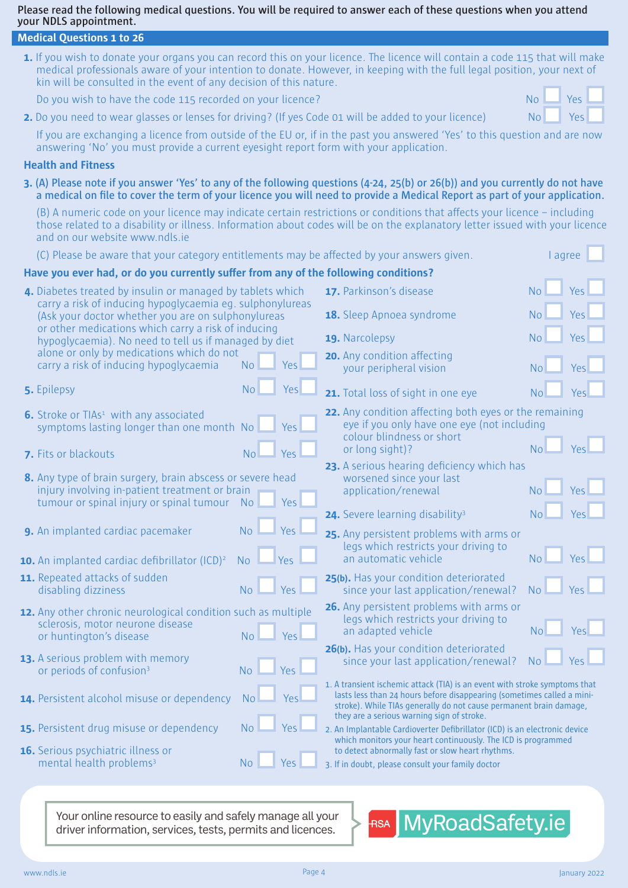Please read the following medical questions. You will be required to answer each of these questions when you attend your NDLS appointment.

## Medical Questions 1 to 26

1. If you wish to donate your organs you can record this on your licence. The licence will contain a code 115 that will make medical professionals aware of your intention to donate. However, in keeping with the full legal position, your next of kin will be consulted in the event of any decision of this nature.

   Do you wish to have the code 115 recorded on your licence? No ☐ Yes ☐

2. Do you need to wear glasses or lenses for driving? (If yes Code 01 will be added to your licence) No ☐ Yes ☐

   If you are exchanging a licence from outside of the EU or, if in the past you answered 'Yes' to this question and are now answering 'No' you must provide a current eyesight report form with your application.

### Health and Fitness

3. **(A) Please note if you answer 'Yes' to any of the following questions (4-24, 25(b) or 26(b)) and you currently do not have a medical on file to cover the term of your licence you will need to provide a Medical Report as part of your application.**

   (B) A numeric code on your licence may indicate certain restrictions or conditions that affects your licence – including those related to a disability or illness. Information about codes will be on the explanatory letter issued with your licence and on our website www.ndls.ie

   (C) Please be aware that your category entitlements may be affected by your answers given. I agree ☐

**Have you ever had, or do you currently suffer from any of the following conditions?**

4. Diabetes treated by insulin or managed by tablets which carry a risk of inducing hypoglycaemia eg. sulphonylureas (Ask your doctor whether you are on sulphonylureas or other medications which carry a risk of inducing hypoglycaemia). No need to tell us if managed by diet alone or only by medications which do not carry a risk of inducing hypoglycaemia No ☐ Yes ☐
5. Epilepsy No ☐ Yes ☐
6. Stroke or TIAs[1] with any associated symptoms lasting longer than one month No ☐ Yes ☐
7. Fits or blackouts No ☐ Yes ☐
8. Any type of brain surgery, brain abscess or severe head injury involving in-patient treatment or brain tumour or spinal injury or spinal tumour No ☐ Yes ☐
9. An implanted cardiac pacemaker No ☐ Yes ☐
10. An implanted cardiac defibrillator (ICD)[2] No ☐ Yes ☐
11. Repeated attacks of sudden disabling dizziness No ☐ Yes ☐
12. Any other chronic neurological condition such as multiple sclerosis, motor neurone disease or huntington's disease No ☐ Yes ☐
13. A serious problem with memory or periods of confusion[3] No ☐ Yes ☐
14. Persistent alcohol misuse or dependency No ☐ Yes ☐
15. Persistent drug misuse or dependency No ☐ Yes ☐
16. Serious psychiatric illness or mental health problems[3] No ☐ Yes ☐
17. Parkinson's disease No ☐ Yes ☐
18. Sleep Apnoea syndrome No ☐ Yes ☐
19. Narcolepsy No ☐ Yes ☐
20. Any condition affecting your peripheral vision No ☐ Yes ☐
21. Total loss of sight in one eye No ☐ Yes ☐
22. Any condition affecting both eyes or the remaining eye if you only have one eye (not including colour blindness or short or long sight)? No ☐ Yes ☐
23. A serious hearing deficiency which has worsened since your last application/renewal No ☐ Yes ☐
24. Severe learning disability[3] No ☐ Yes ☐
25. Any persistent problems with arms or legs which restricts your driving to an automatic vehicle No ☐ Yes ☐

    25(b). Has your condition deteriorated since your last application/renewal? No ☐ Yes ☐

26. Any persistent problems with arms or legs which restricts your driving to an adapted vehicle No ☐ Yes ☐

    26(b). Has your condition deteriorated since your last application/renewal? No ☐ Yes ☐

1. A transient ischemic attack (TIA) is an event with stroke symptoms that lasts less than 24 hours before disappearing (sometimes called a mini-stroke). While TIAs generally do not cause permanent brain damage, they are a serious warning sign of stroke.
2. An Implantable Cardioverter Defibrillator (ICD) is an electronic device which monitors your heart continuously. The ICD is programmed to detect abnormally fast or slow heart rhythms.
3. If in doubt, please consult your family doctor

Your online resource to easily and safely manage all your driver information, services, tests, permits and licences.

RSA MyRoadSafety.ie